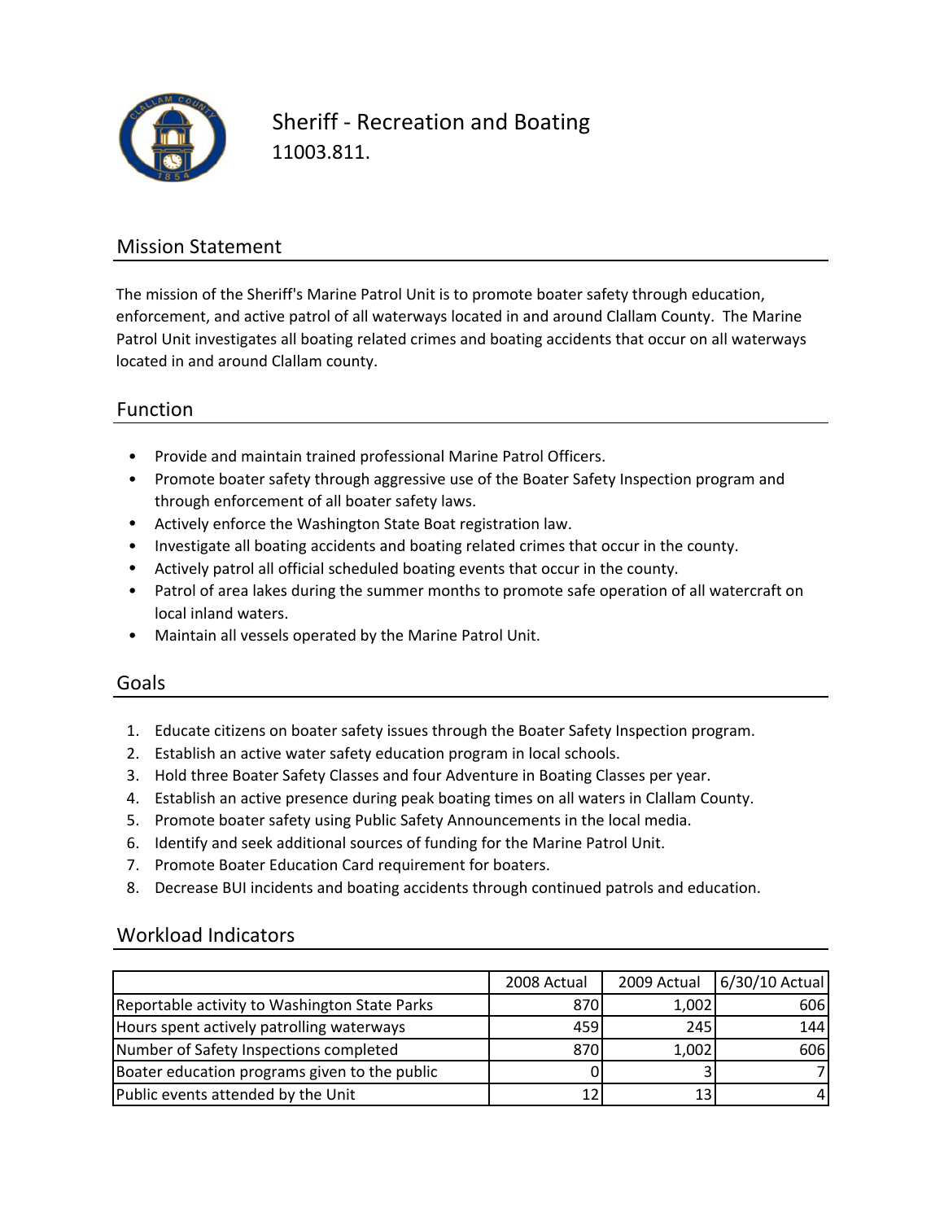# Sheriff - Recreation and Boating

11003.811.

## Mission Statement

The mission of the Sheriff's Marine Patrol Unit is to promote boater safety through education, enforcement, and active patrol of all waterways located in and around Clallam County. The Marine Patrol Unit investigates all boating related crimes and boating accidents that occur on all waterways located in and around Clallam county.

## Function

- Provide and maintain trained professional Marine Patrol Officers.
- Promote boater safety through aggressive use of the Boater Safety Inspection program and through enforcement of all boater safety laws.
- Actively enforce the Washington State Boat registration law.
- Investigate all boating accidents and boating related crimes that occur in the county.
- Actively patrol all official scheduled boating events that occur in the county.
- Patrol of area lakes during the summer months to promote safe operation of all watercraft on local inland waters.
- Maintain all vessels operated by the Marine Patrol Unit.

## Goals

1. Educate citizens on boater safety issues through the Boater Safety Inspection program.
2. Establish an active water safety education program in local schools.
3. Hold three Boater Safety Classes and four Adventure in Boating Classes per year.
4. Establish an active presence during peak boating times on all waters in Clallam County.
5. Promote boater safety using Public Safety Announcements in the local media.
6. Identify and seek additional sources of funding for the Marine Patrol Unit.
7. Promote Boater Education Card requirement for boaters.
8. Decrease BUI incidents and boating accidents through continued patrols and education.

## Workload Indicators

| | 2008 Actual | 2009 Actual | 6/30/10 Actual |
|---|---:|---:|---:|
| Reportable activity to Washington State Parks | 870 | 1,002 | 606 |
| Hours spent actively patrolling waterways | 459 | 245 | 144 |
| Number of Safety Inspections completed | 870 | 1,002 | 606 |
| Boater education programs given to the public | 0 | 3 | 7 |
| Public events attended by the Unit | 12 | 13 | 4 |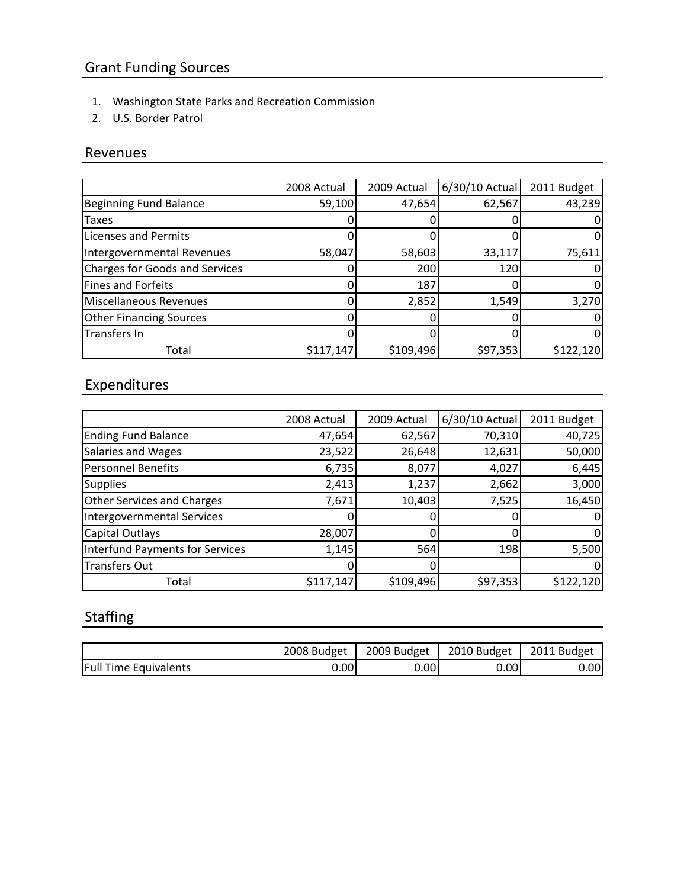## Grant Funding Sources

1. Washington State Parks and Recreation Commission
2. U.S. Border Patrol

## Revenues

| | 2008 Actual | 2009 Actual | 6/30/10 Actual | 2011 Budget |
|---|---|---|---|---|
| Beginning Fund Balance | 59,100 | 47,654 | 62,567 | 43,239 |
| Taxes | 0 | 0 | 0 | 0 |
| Licenses and Permits | 0 | 0 | 0 | 0 |
| Intergovernmental Revenues | 58,047 | 58,603 | 33,117 | 75,611 |
| Charges for Goods and Services | 0 | 200 | 120 | 0 |
| Fines and Forfeits | 0 | 187 | 0 | 0 |
| Miscellaneous Revenues | 0 | 2,852 | 1,549 | 3,270 |
| Other Financing Sources | 0 | 0 | 0 | 0 |
| Transfers In | 0 | 0 | 0 | 0 |
| Total | $117,147 | $109,496 | $97,353 | $122,120 |

## Expenditures

| | 2008 Actual | 2009 Actual | 6/30/10 Actual | 2011 Budget |
|---|---|---|---|---|
| Ending Fund Balance | 47,654 | 62,567 | 70,310 | 40,725 |
| Salaries and Wages | 23,522 | 26,648 | 12,631 | 50,000 |
| Personnel Benefits | 6,735 | 8,077 | 4,027 | 6,445 |
| Supplies | 2,413 | 1,237 | 2,662 | 3,000 |
| Other Services and Charges | 7,671 | 10,403 | 7,525 | 16,450 |
| Intergovernmental Services | 0 | 0 | 0 | 0 |
| Capital Outlays | 28,007 | 0 | 0 | 0 |
| Interfund Payments for Services | 1,145 | 564 | 198 | 5,500 |
| Transfers Out | 0 | 0 | | 0 |
| Total | $117,147 | $109,496 | $97,353 | $122,120 |

## Staffing

| | 2008 Budget | 2009 Budget | 2010 Budget | 2011 Budget |
|---|---|---|---|---|
| Full Time Equivalents | 0.00 | 0.00 | 0.00 | 0.00 |